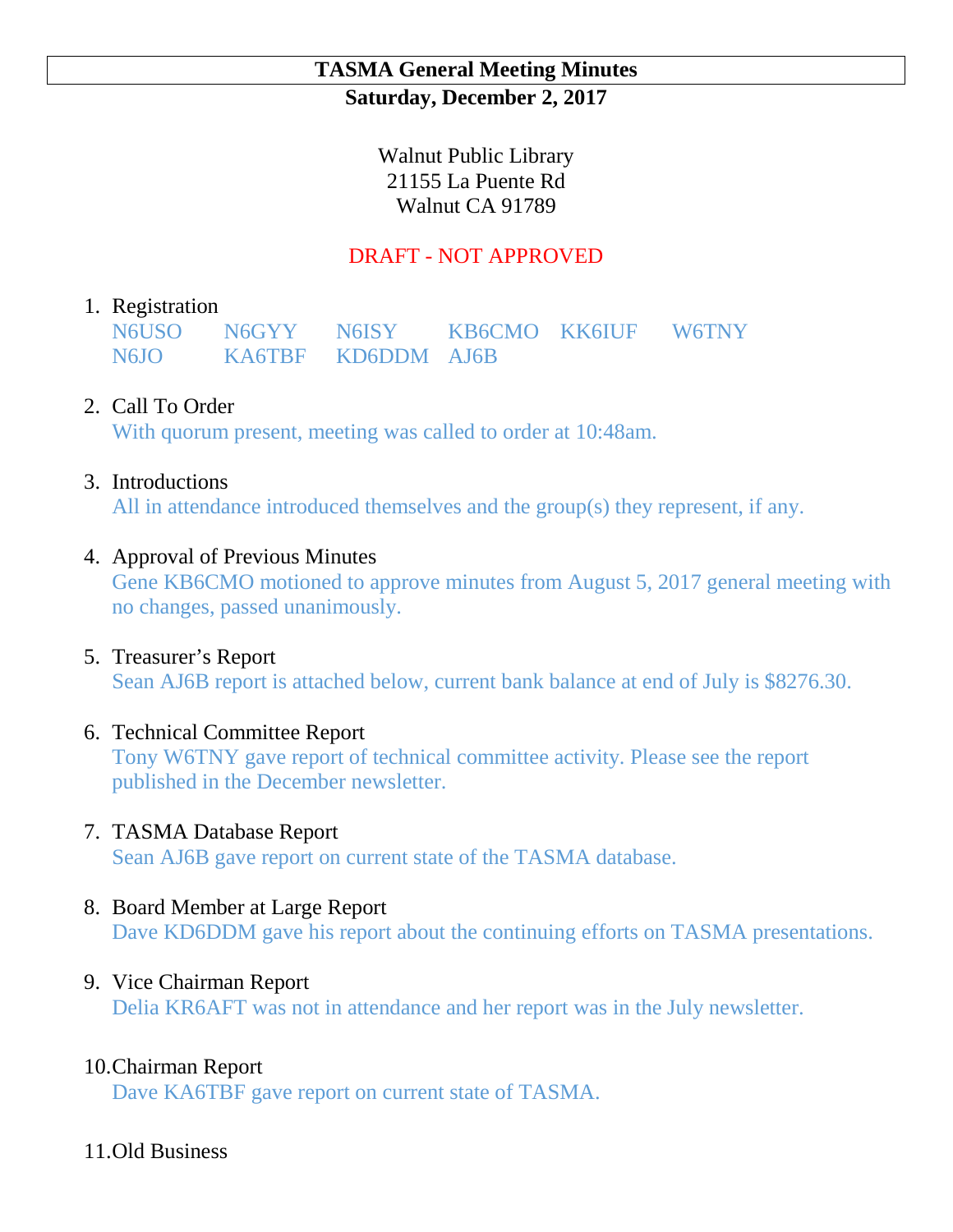# TASMA General Meeting Minutes

**Saturday, December 2, 2017**

Walnut Public Library
21155 La Puente Rd
Walnut CA 91789

DRAFT - NOT APPROVED

1. Registration

   | | | | | | |
   |---|---|---|---|---|---|
   | N6USO | N6GYY | N6ISY | KB6CMO | KK6IUF | W6TNY |
   | N6JO | KA6TBF | KD6DDM | AJ6B | | |

2. Call To Order
   With quorum present, meeting was called to order at 10:48am.

3. Introductions
   All in attendance introduced themselves and the group(s) they represent, if any.

4. Approval of Previous Minutes
   Gene KB6CMO motioned to approve minutes from August 5, 2017 general meeting with no changes, passed unanimously.

5. Treasurer's Report
   Sean AJ6B report is attached below, current bank balance at end of July is $8276.30.

6. Technical Committee Report
   Tony W6TNY gave report of technical committee activity. Please see the report published in the December newsletter.

7. TASMA Database Report
   Sean AJ6B gave report on current state of the TASMA database.

8. Board Member at Large Report
   Dave KD6DDM gave his report about the continuing efforts on TASMA presentations.

9. Vice Chairman Report
   Delia KR6AFT was not in attendance and her report was in the July newsletter.

10. Chairman Report
    Dave KA6TBF gave report on current state of TASMA.

11. Old Business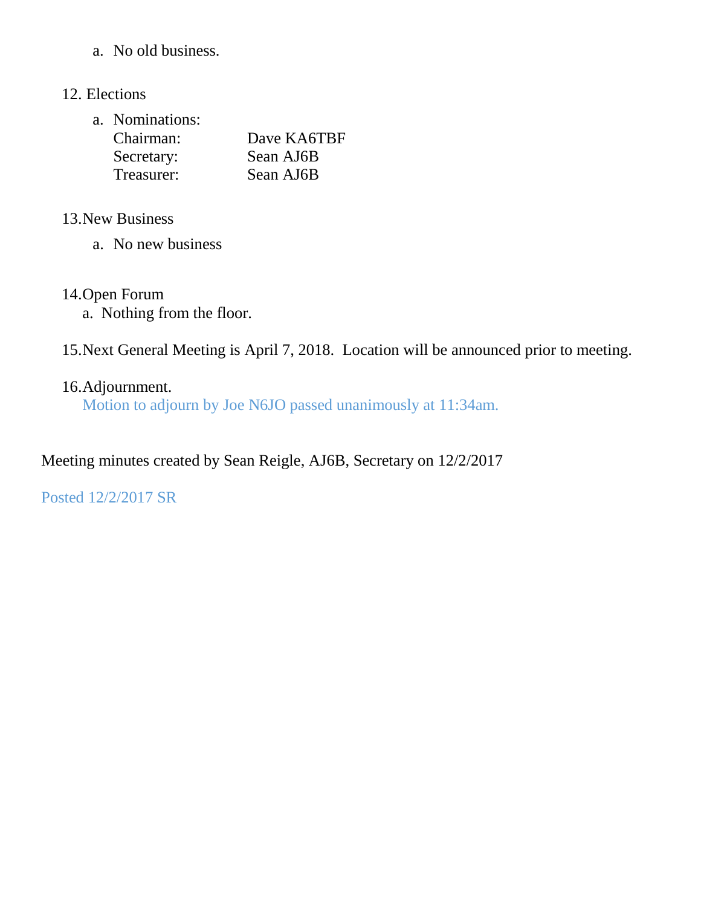a. No old business.

12. Elections

    a. Nominations:

| | |
|---|---|
| Chairman: | Dave KA6TBF |
| Secretary: | Sean AJ6B |
| Treasurer: | Sean AJ6B |

13. New Business

    a. No new business

14. Open Forum

    a. Nothing from the floor.

15. Next General Meeting is April 7, 2018. Location will be announced prior to meeting.

16. Adjournment.

    Motion to adjourn by Joe N6JO passed unanimously at 11:34am.

Meeting minutes created by Sean Reigle, AJ6B, Secretary on 12/2/2017

Posted 12/2/2017 SR